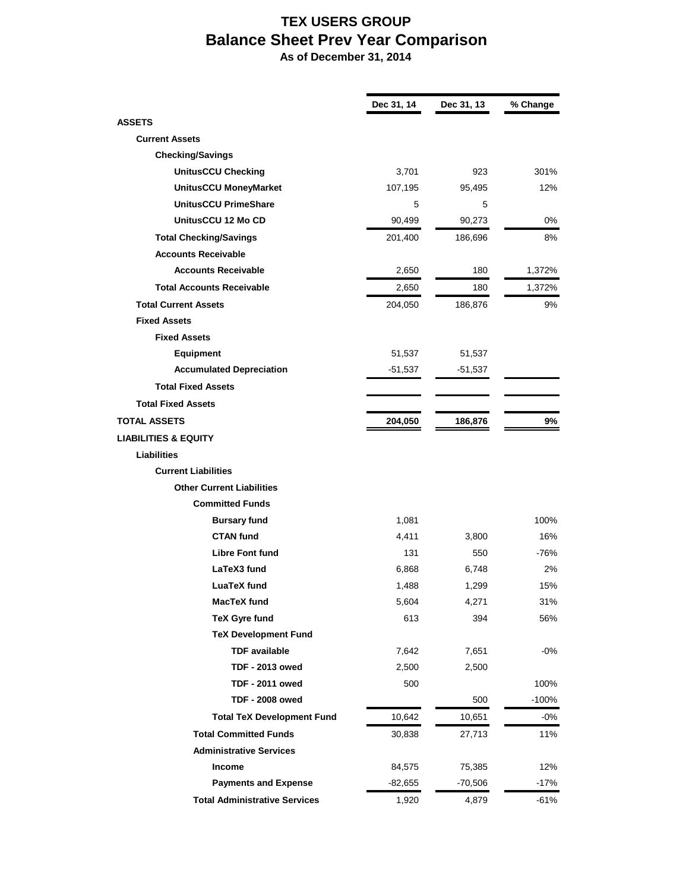# TEX USERS GROUP

## Balance Sheet Prev Year Comparison

**As of December 31, 2014**

| | Dec 31, 14 | Dec 31, 13 | % Change |
|---|---|---|---|
| **ASSETS** | | | |
| **Current Assets** | | | |
| **Checking/Savings** | | | |
| **UnitusCCU Checking** | 3,701 | 923 | 301% |
| **UnitusCCU MoneyMarket** | 107,195 | 95,495 | 12% |
| **UnitusCCU PrimeShare** | 5 | 5 | |
| **UnitusCCU 12 Mo CD** | 90,499 | 90,273 | 0% |
| **Total Checking/Savings** | 201,400 | 186,696 | 8% |
| **Accounts Receivable** | | | |
| **Accounts Receivable** | 2,650 | 180 | 1,372% |
| **Total Accounts Receivable** | 2,650 | 180 | 1,372% |
| **Total Current Assets** | 204,050 | 186,876 | 9% |
| **Fixed Assets** | | | |
| **Fixed Assets** | | | |
| **Equipment** | 51,537 | 51,537 | |
| **Accumulated Depreciation** | -51,537 | -51,537 | |
| **Total Fixed Assets** | | | |
| **Total Fixed Assets** | | | |
| **TOTAL ASSETS** | **204,050** | **186,876** | **9%** |
| **LIABILITIES & EQUITY** | | | |
| **Liabilities** | | | |
| **Current Liabilities** | | | |
| **Other Current Liabilities** | | | |
| **Committed Funds** | | | |
| **Bursary fund** | 1,081 | | 100% |
| **CTAN fund** | 4,411 | 3,800 | 16% |
| **Libre Font fund** | 131 | 550 | -76% |
| **LaTeX3 fund** | 6,868 | 6,748 | 2% |
| **LuaTeX fund** | 1,488 | 1,299 | 15% |
| **MacTeX fund** | 5,604 | 4,271 | 31% |
| **TeX Gyre fund** | 613 | 394 | 56% |
| **TeX Development Fund** | | | |
| **TDF available** | 7,642 | 7,651 | -0% |
| **TDF - 2013 owed** | 2,500 | 2,500 | |
| **TDF - 2011 owed** | 500 | | 100% |
| **TDF - 2008 owed** | | 500 | -100% |
| **Total TeX Development Fund** | 10,642 | 10,651 | -0% |
| **Total Committed Funds** | 30,838 | 27,713 | 11% |
| **Administrative Services** | | | |
| **Income** | 84,575 | 75,385 | 12% |
| **Payments and Expense** | -82,655 | -70,506 | -17% |
| **Total Administrative Services** | 1,920 | 4,879 | -61% |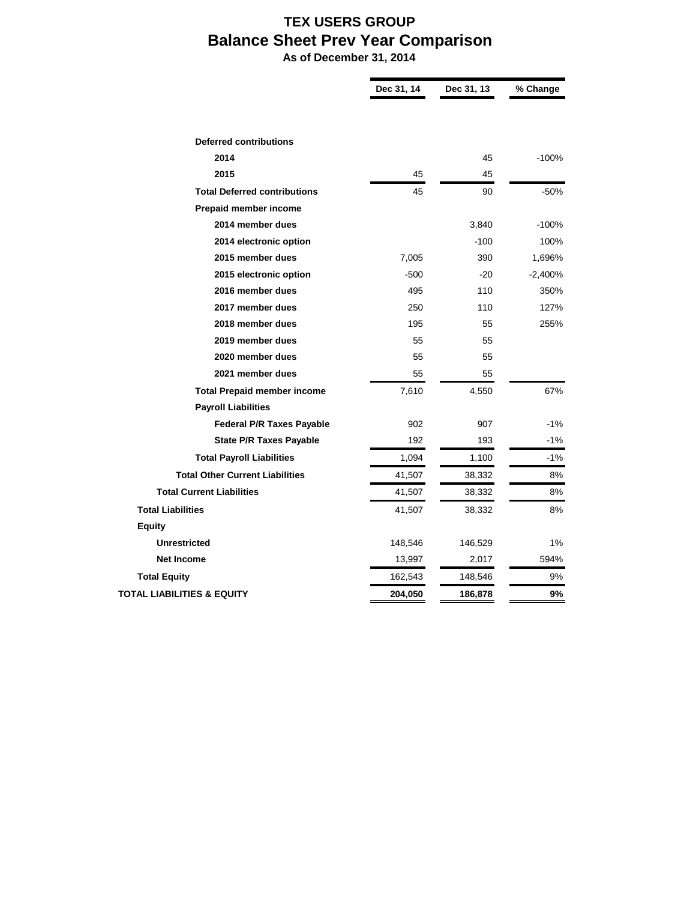# TEX USERS GROUP

## Balance Sheet Prev Year Comparison

**As of December 31, 2014**

| | Dec 31, 14 | Dec 31, 13 | % Change |
|---|---|---|---|
| **Deferred contributions** | | | |
| **2014** | | 45 | -100% |
| **2015** | 45 | 45 | |
| **Total Deferred contributions** | 45 | 90 | -50% |
| **Prepaid member income** | | | |
| **2014 member dues** | | 3,840 | -100% |
| **2014 electronic option** | | -100 | 100% |
| **2015 member dues** | 7,005 | 390 | 1,696% |
| **2015 electronic option** | -500 | -20 | -2,400% |
| **2016 member dues** | 495 | 110 | 350% |
| **2017 member dues** | 250 | 110 | 127% |
| **2018 member dues** | 195 | 55 | 255% |
| **2019 member dues** | 55 | 55 | |
| **2020 member dues** | 55 | 55 | |
| **2021 member dues** | 55 | 55 | |
| **Total Prepaid member income** | 7,610 | 4,550 | 67% |
| **Payroll Liabilities** | | | |
| **Federal P/R Taxes Payable** | 902 | 907 | -1% |
| **State P/R Taxes Payable** | 192 | 193 | -1% |
| **Total Payroll Liabilities** | 1,094 | 1,100 | -1% |
| **Total Other Current Liabilities** | 41,507 | 38,332 | 8% |
| **Total Current Liabilities** | 41,507 | 38,332 | 8% |
| **Total Liabilities** | 41,507 | 38,332 | 8% |
| **Equity** | | | |
| **Unrestricted** | 148,546 | 146,529 | 1% |
| **Net Income** | 13,997 | 2,017 | 594% |
| **Total Equity** | 162,543 | 148,546 | 9% |
| **TOTAL LIABILITIES & EQUITY** | **204,050** | **186,878** | **9%** |